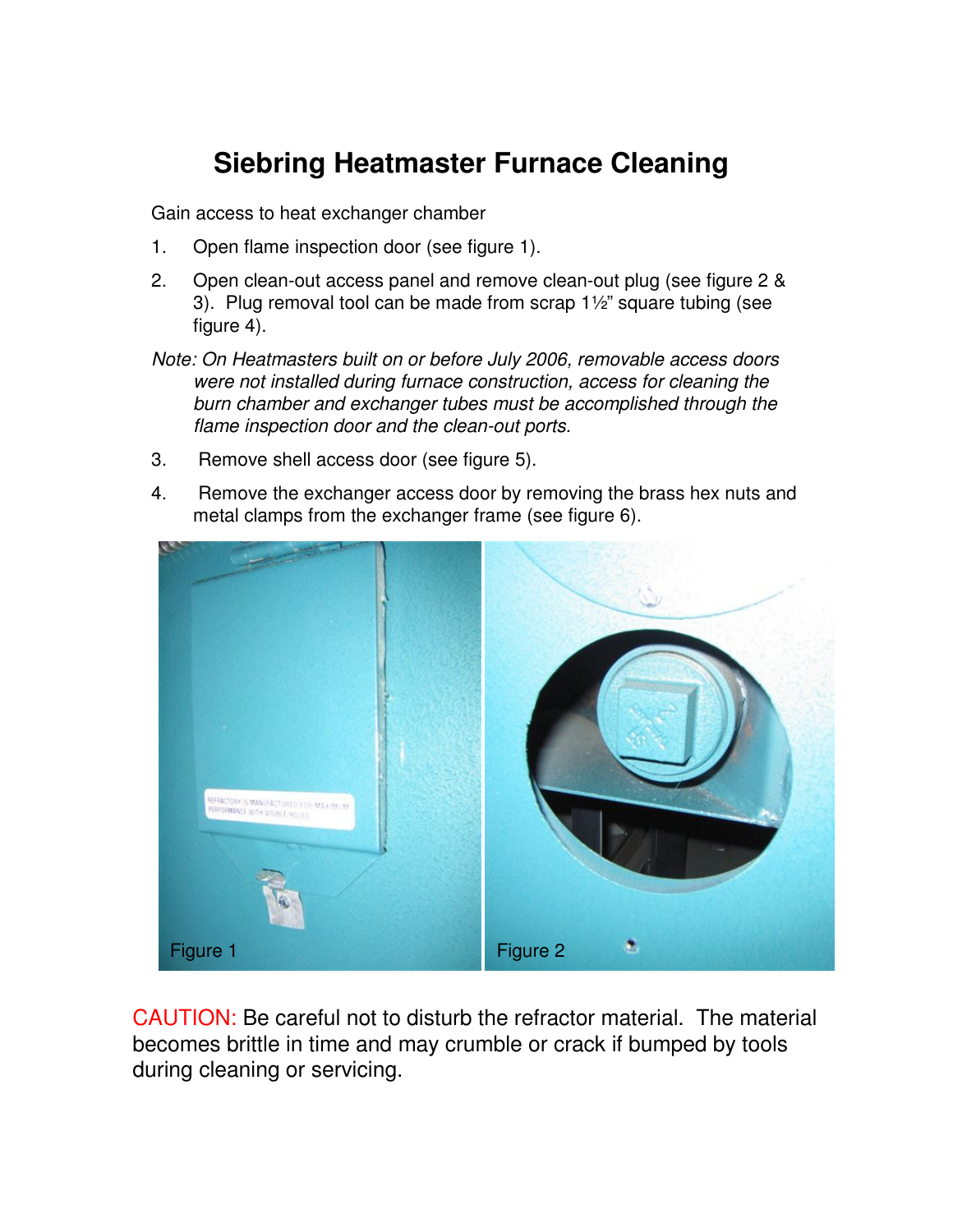# Siebring Heatmaster Furnace Cleaning

Gain access to heat exchanger chamber

1. Open flame inspection door (see figure 1).
2. Open clean-out access panel and remove clean-out plug (see figure 2 & 3). Plug removal tool can be made from scrap 1½" square tubing (see figure 4).

*Note: On Heatmasters built on or before July 2006, removable access doors were not installed during furnace construction, access for cleaning the burn chamber and exchanger tubes must be accomplished through the flame inspection door and the clean-out ports.*

3. Remove shell access door (see figure 5).
4. Remove the exchanger access door by removing the brass hex nuts and metal clamps from the exchanger frame (see figure 6).

Figure 1

Figure 2

CAUTION: Be careful not to disturb the refractor material. The material becomes brittle in time and may crumble or crack if bumped by tools during cleaning or servicing.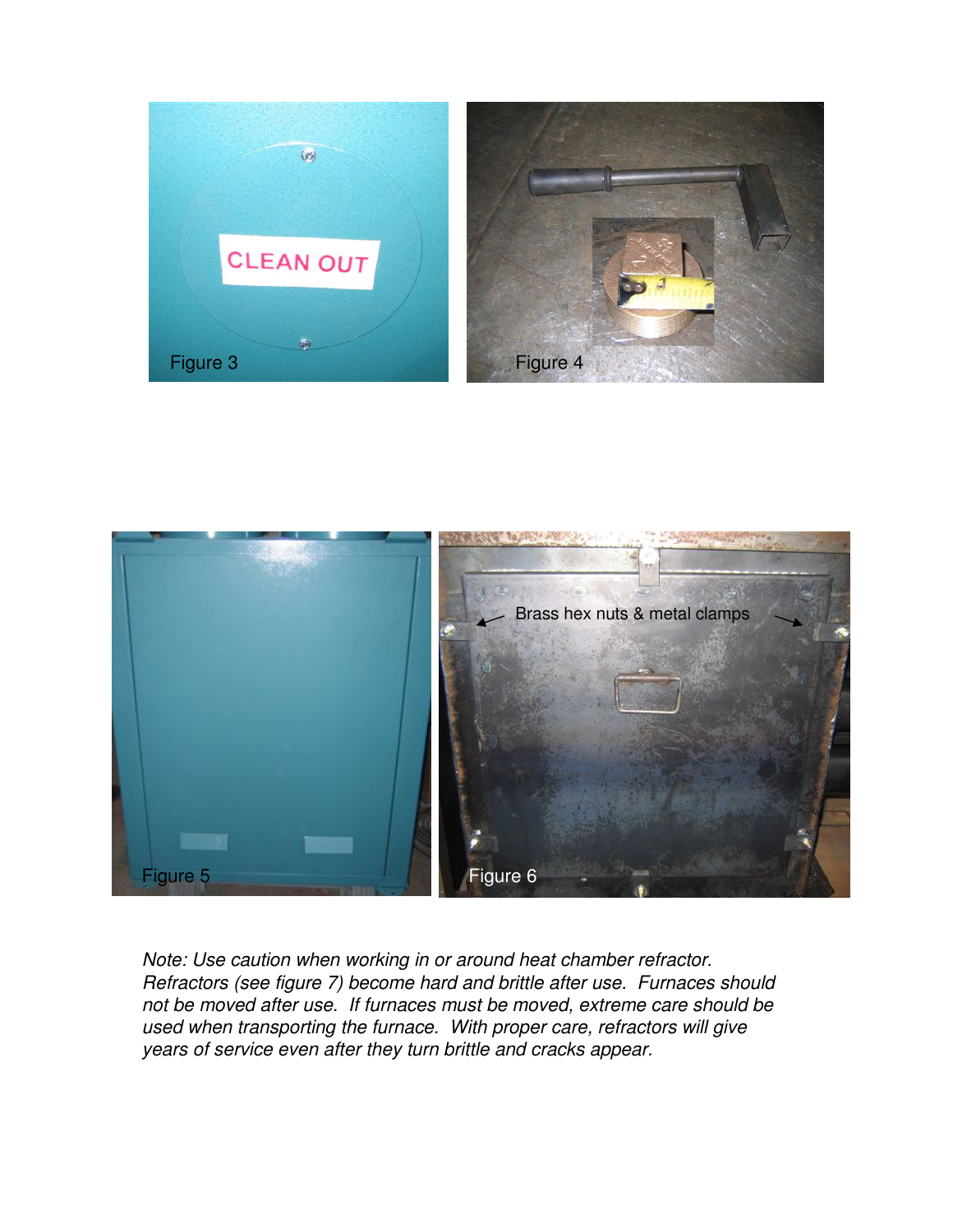Figure 3

Figure 4

Brass hex nuts & metal clamps

Figure 5

Figure 6

*Note: Use caution when working in or around heat chamber refractor. Refractors (see figure 7) become hard and brittle after use. Furnaces should not be moved after use. If furnaces must be moved, extreme care should be used when transporting the furnace. With proper care, refractors will give years of service even after they turn brittle and cracks appear.*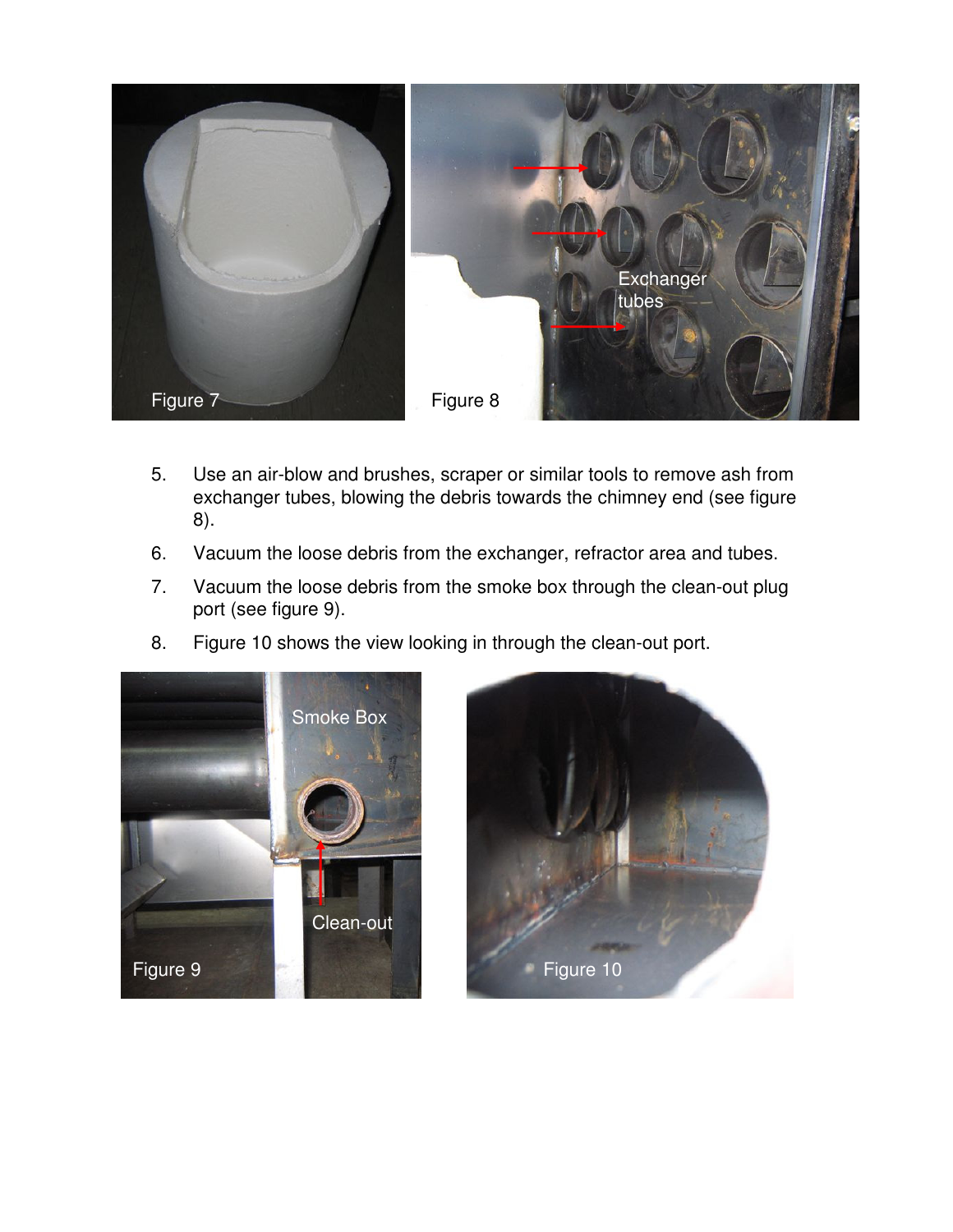Figure 7

Exchanger tubes

Figure 8

5. Use an air-blow and brushes, scraper or similar tools to remove ash from exchanger tubes, blowing the debris towards the chimney end (see figure 8).
6. Vacuum the loose debris from the exchanger, refractor area and tubes.
7. Vacuum the loose debris from the smoke box through the clean-out plug port (see figure 9).
8. Figure 10 shows the view looking in through the clean-out port.

Smoke Box

Clean-out

Figure 9

Figure 10